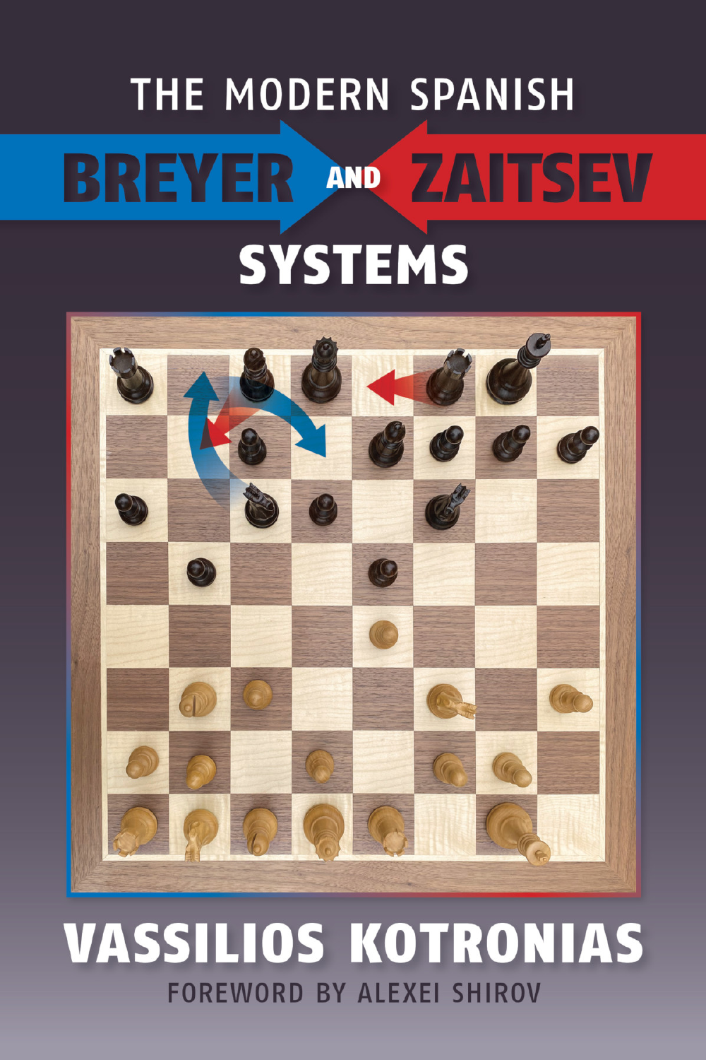# THE MODERN SPANISH

# BREYER AND ZAITSEV

# SYSTEMS

## VASSILIOS KOTRONIAS

FOREWORD BY ALEXEI SHIROV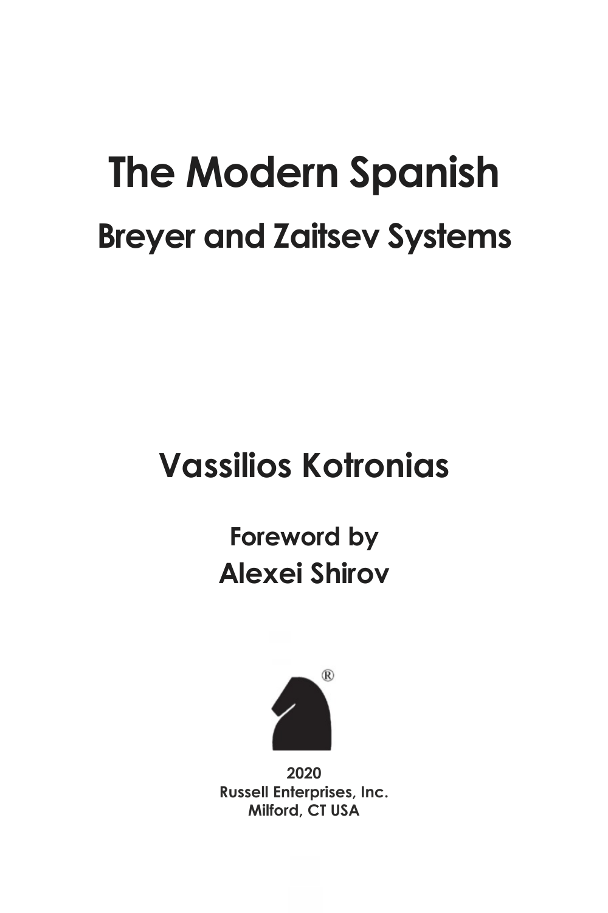# The Modern Spanish

## Breyer and Zaitsev Systems

**Vassilios Kotronias**

**Foreword by**
**Alexei Shirov**

**2020**
**Russell Enterprises, Inc.**
**Milford, CT USA**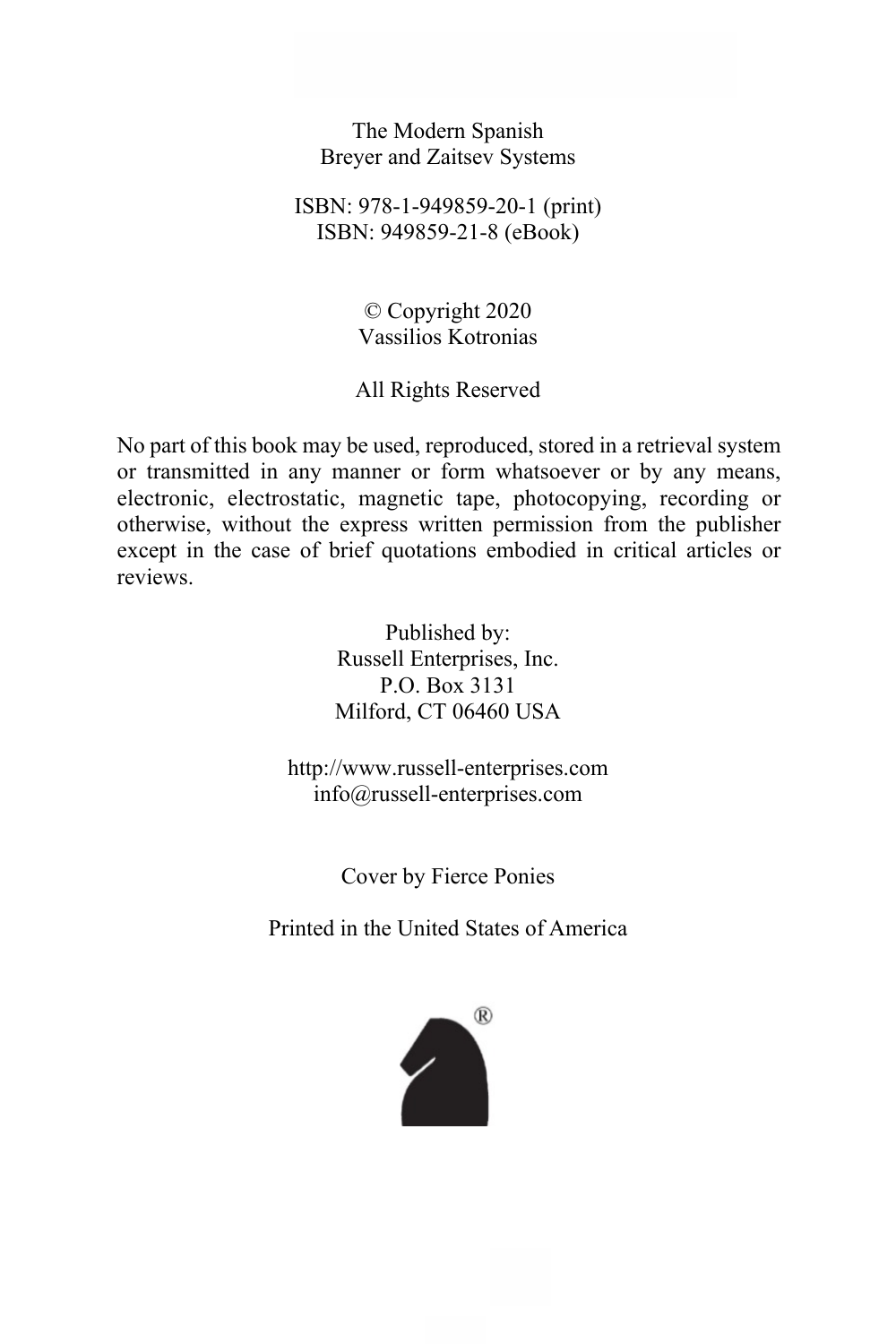The Modern Spanish
Breyer and Zaitsev Systems

ISBN: 978-1-949859-20-1 (print)
ISBN: 949859-21-8 (eBook)

© Copyright 2020
Vassilios Kotronias

All Rights Reserved

No part of this book may be used, reproduced, stored in a retrieval system or transmitted in any manner or form whatsoever or by any means, electronic, electrostatic, magnetic tape, photocopying, recording or otherwise, without the express written permission from the publisher except in the case of brief quotations embodied in critical articles or reviews.

Published by:
Russell Enterprises, Inc.
P.O. Box 3131
Milford, CT 06460 USA

http://www.russell-enterprises.com
info@russell-enterprises.com

Cover by Fierce Ponies

Printed in the United States of America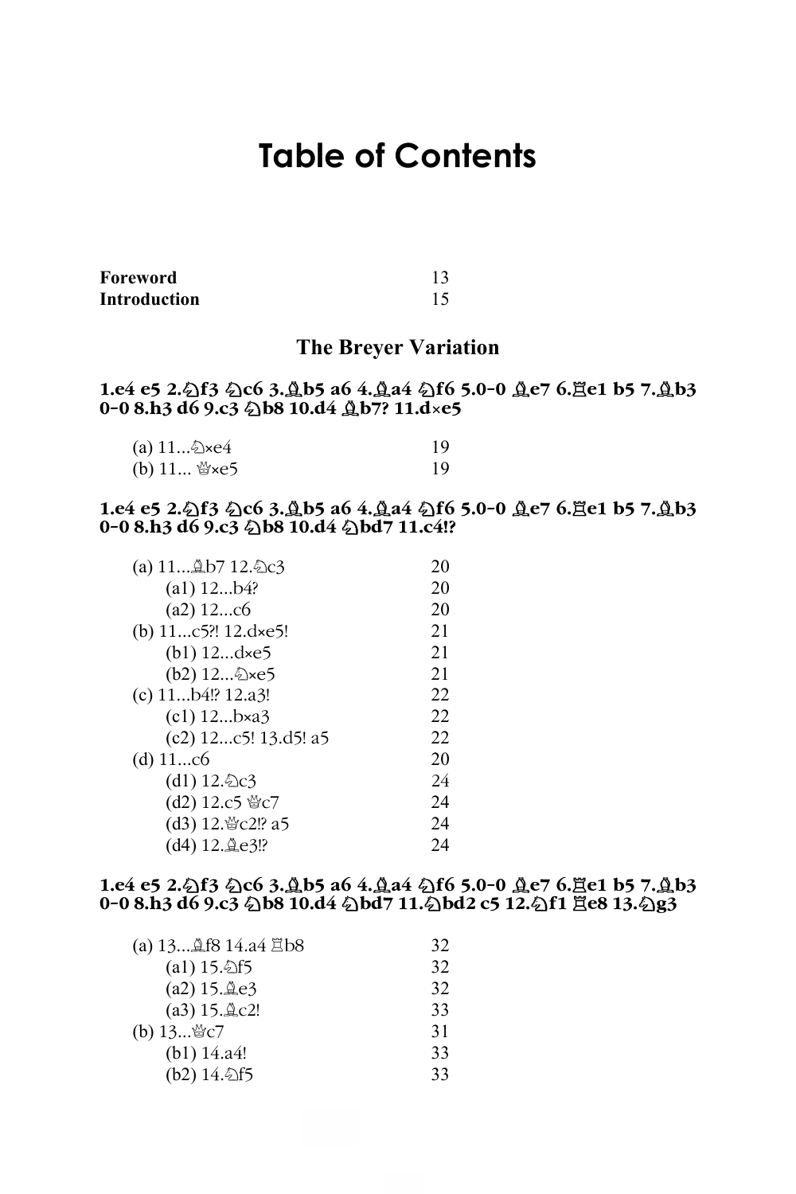# Table of Contents

| | |
|---|---|
| **Foreword** | 13 |
| **Introduction** | 15 |

## The Breyer Variation

**1.e4 e5 2.♘f3 ♘c6 3.♗b5 a6 4.♗a4 ♘f6 5.0-0 ♗e7 6.♖e1 b5 7.♗b3 0-0 8.h3 d6 9.c3 ♘b8 10.d4 ♗b7? 11.d×e5**

| | |
|---|---|
| (a) 11...♘×e4 | 19 |
| (b) 11... ♕×e5 | 19 |

**1.e4 e5 2.♘f3 ♘c6 3.♗b5 a6 4.♗a4 ♘f6 5.0-0 ♗e7 6.♖e1 b5 7.♗b3 0-0 8.h3 d6 9.c3 ♘b8 10.d4 ♘bd7 11.c4!?**

| | |
|---|---|
| (a) 11...♗b7 12.♘c3 | 20 |
| (a1) 12...b4? | 20 |
| (a2) 12...c6 | 20 |
| (b) 11...c5?! 12.d×e5! | 21 |
| (b1) 12...d×e5 | 21 |
| (b2) 12...♘×e5 | 21 |
| (c) 11...b4!? 12.a3! | 22 |
| (c1) 12...b×a3 | 22 |
| (c2) 12...c5! 13.d5! a5 | 22 |
| (d) 11...c6 | 20 |
| (d1) 12.♘c3 | 24 |
| (d2) 12.c5 ♕c7 | 24 |
| (d3) 12.♕c2!? a5 | 24 |
| (d4) 12.♗e3!? | 24 |

**1.e4 e5 2.♘f3 ♘c6 3.♗b5 a6 4.♗a4 ♘f6 5.0-0 ♗e7 6.♖e1 b5 7.♗b3 0-0 8.h3 d6 9.c3 ♘b8 10.d4 ♘bd7 11.♘bd2 c5 12.♘f1 ♖e8 13.♘g3**

| | |
|---|---|
| (a) 13...♗f8 14.a4 ♖b8 | 32 |
| (a1) 15.♘f5 | 32 |
| (a2) 15.♗e3 | 32 |
| (a3) 15.♗c2! | 33 |
| (b) 13...♕c7 | 31 |
| (b1) 14.a4! | 33 |
| (b2) 14.♘f5 | 33 |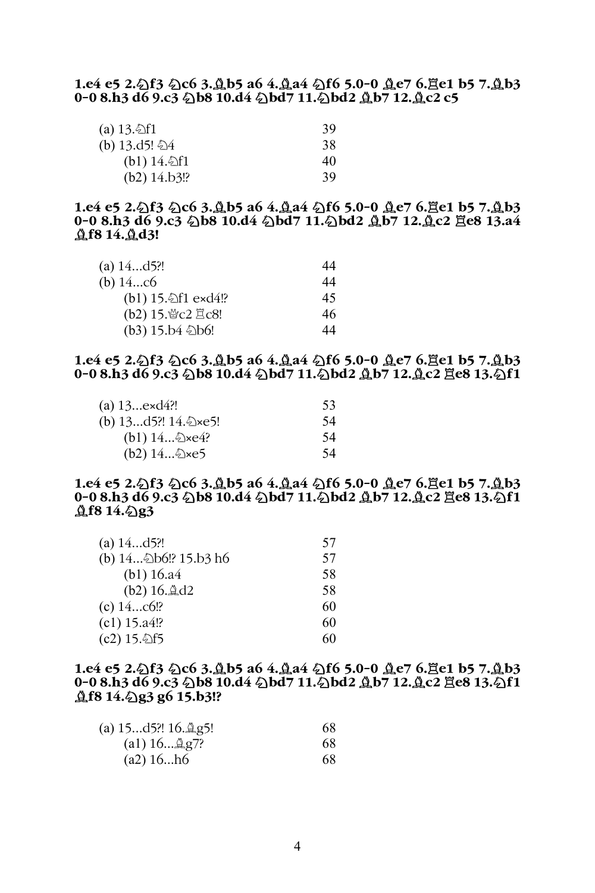**1.e4 e5 2.♘f3 ♘c6 3.♗b5 a6 4.♗a4 ♘f6 5.0-0 ♗e7 6.♖e1 b5 7.♗b3 0-0 8.h3 d6 9.c3 ♘b8 10.d4 ♘bd7 11.♘bd2 ♗b7 12.♗c2 c5**

| | |
|---|---|
| (a) 13.♘f1 | 39 |
| (b) 13.d5! ♘4 | 38 |
| (b1) 14.♘f1 | 40 |
| (b2) 14.b3!? | 39 |

**1.e4 e5 2.♘f3 ♘c6 3.♗b5 a6 4.♗a4 ♘f6 5.0-0 ♗e7 6.♖e1 b5 7.♗b3 0-0 8.h3 d6 9.c3 ♘b8 10.d4 ♘bd7 11.♘bd2 ♗b7 12.♗c2 ♖e8 13.a4 ♗f8 14.♗d3!**

| | |
|---|---|
| (a) 14...d5?! | 44 |
| (b) 14...c6 | 44 |
| (b1) 15.♘f1 e×d4!? | 45 |
| (b2) 15.♕c2 ♖c8! | 46 |
| (b3) 15.b4 ♘b6! | 44 |

**1.e4 e5 2.♘f3 ♘c6 3.♗b5 a6 4.♗a4 ♘f6 5.0-0 ♗e7 6.♖e1 b5 7.♗b3 0-0 8.h3 d6 9.c3 ♘b8 10.d4 ♘bd7 11.♘bd2 ♗b7 12.♗c2 ♖e8 13.♘f1**

| | |
|---|---|
| (a) 13...e×d4?! | 53 |
| (b) 13...d5?! 14.♘×e5! | 54 |
| (b1) 14...♘×e4? | 54 |
| (b2) 14...♘×e5 | 54 |

**1.e4 e5 2.♘f3 ♘c6 3.♗b5 a6 4.♗a4 ♘f6 5.0-0 ♗e7 6.♖e1 b5 7.♗b3 0-0 8.h3 d6 9.c3 ♘b8 10.d4 ♘bd7 11.♘bd2 ♗b7 12.♗c2 ♖e8 13.♘f1 ♗f8 14.♘g3**

| | |
|---|---|
| (a) 14...d5?! | 57 |
| (b) 14...♘b6!? 15.b3 h6 | 57 |
| (b1) 16.a4 | 58 |
| (b2) 16.♗d2 | 58 |
| (c) 14...c6!? | 60 |
| (c1) 15.a4!? | 60 |
| (c2) 15.♘f5 | 60 |

**1.e4 e5 2.♘f3 ♘c6 3.♗b5 a6 4.♗a4 ♘f6 5.0-0 ♗e7 6.♖e1 b5 7.♗b3 0-0 8.h3 d6 9.c3 ♘b8 10.d4 ♘bd7 11.♘bd2 ♗b7 12.♗c2 ♖e8 13.♘f1 ♗f8 14.♘g3 g6 15.b3!?**

| | |
|---|---|
| (a) 15...d5?! 16.♗g5! | 68 |
| (a1) 16...♗g7? | 68 |
| (a2) 16...h6 | 68 |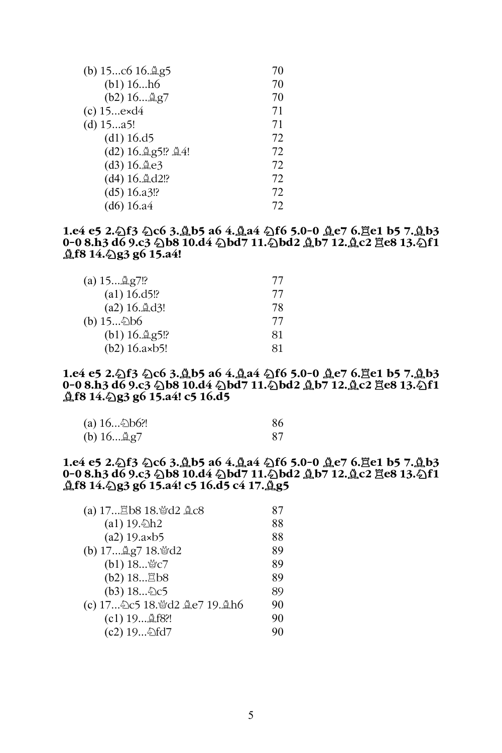| | |
|---|---|
| (b) 15...c6 16.♗g5 | 70 |
| (b1) 16...h6 | 70 |
| (b2) 16...♗g7 | 70 |
| (c) 15...e×d4 | 71 |
| (d) 15...a5! | 71 |
| (d1) 16.d5 | 72 |
| (d2) 16.♗g5!? ♗4! | 72 |
| (d3) 16.♗e3 | 72 |
| (d4) 16.♗d2!? | 72 |
| (d5) 16.a3!? | 72 |
| (d6) 16.a4 | 72 |

**1.e4 e5 2.♘f3 ♘c6 3.♗b5 a6 4.♗a4 ♘f6 5.0-0 ♗e7 6.♖e1 b5 7.♗b3 0-0 8.h3 d6 9.c3 ♘b8 10.d4 ♘bd7 11.♘bd2 ♗b7 12.♗c2 ♖e8 13.♘f1 ♗f8 14.♘g3 g6 15.a4!**

| | |
|---|---|
| (a) 15...♗g7!? | 77 |
| (a1) 16.d5!? | 77 |
| (a2) 16.♗d3! | 78 |
| (b) 15...♘b6 | 77 |
| (b1) 16.♗g5!? | 81 |
| (b2) 16.a×b5! | 81 |

**1.e4 e5 2.♘f3 ♘c6 3.♗b5 a6 4.♗a4 ♘f6 5.0-0 ♗e7 6.♖e1 b5 7.♗b3 0-0 8.h3 d6 9.c3 ♘b8 10.d4 ♘bd7 11.♘bd2 ♗b7 12.♗c2 ♖e8 13.♘f1 ♗f8 14.♘g3 g6 15.a4! c5 16.d5**

| | |
|---|---|
| (a) 16...♘b6?! | 86 |
| (b) 16...♗g7 | 87 |

**1.e4 e5 2.♘f3 ♘c6 3.♗b5 a6 4.♗a4 ♘f6 5.0-0 ♗e7 6.♖e1 b5 7.♗b3 0-0 8.h3 d6 9.c3 ♘b8 10.d4 ♘bd7 11.♘bd2 ♗b7 12.♗c2 ♖e8 13.♘f1 ♗f8 14.♘g3 g6 15.a4! c5 16.d5 c4 17.♗g5**

| | |
|---|---|
| (a) 17...♖b8 18.♕d2 ♗c8 | 87 |
| (a1) 19.♘h2 | 88 |
| (a2) 19.a×b5 | 88 |
| (b) 17...♗g7 18.♕d2 | 89 |
| (b1) 18...♕c7 | 89 |
| (b2) 18...♖b8 | 89 |
| (b3) 18...♘c5 | 89 |
| (c) 17...♘c5 18.♕d2 ♗e7 19.♗h6 | 90 |
| (c1) 19...♗f8?! | 90 |
| (c2) 19...♘fd7 | 90 |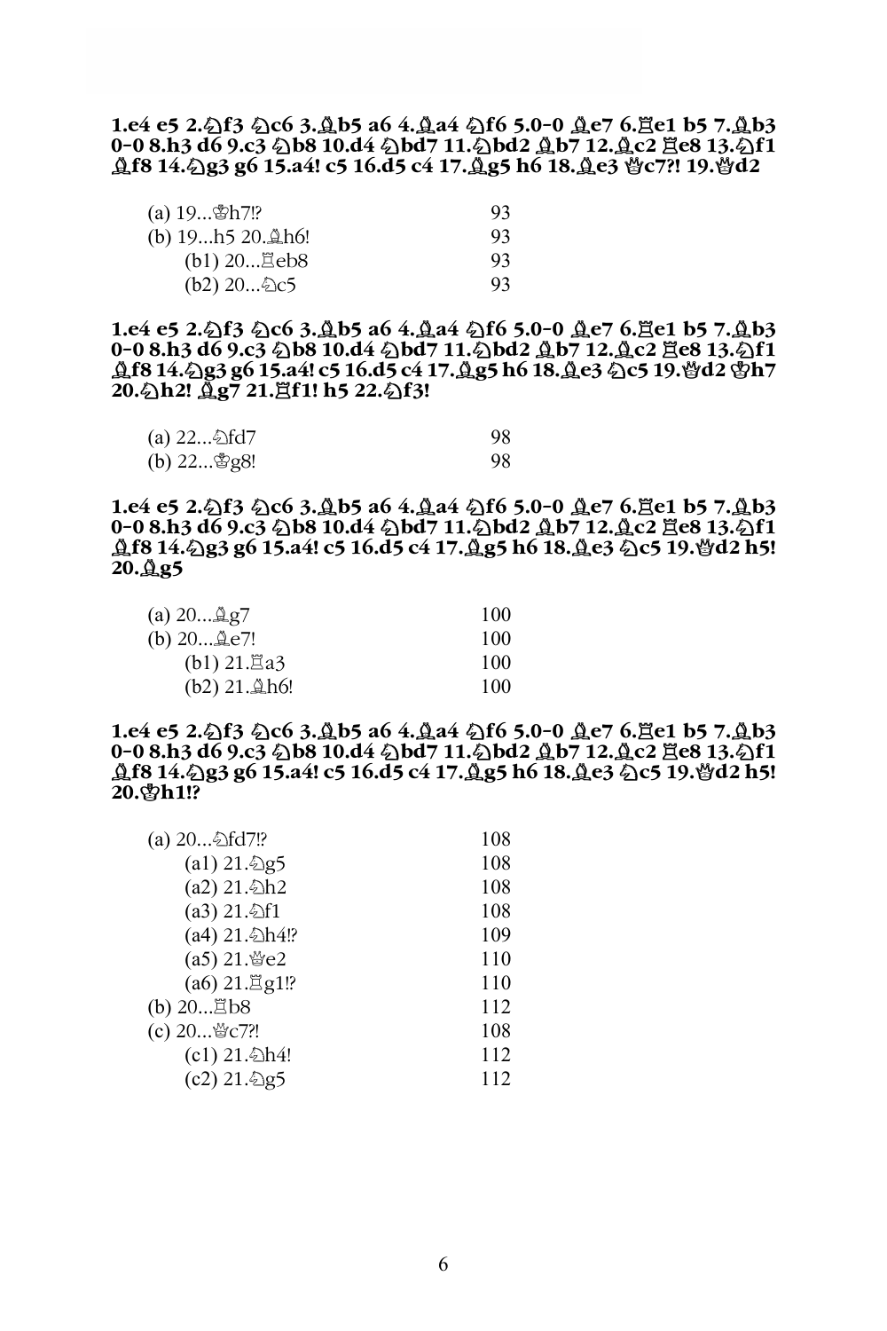**1.e4 e5 2.♘f3 ♘c6 3.♗b5 a6 4.♗a4 ♘f6 5.0-0 ♗e7 6.♖e1 b5 7.♗b3 0-0 8.h3 d6 9.c3 ♘b8 10.d4 ♘bd7 11.♘bd2 ♗b7 12.♗c2 ♖e8 13.♘f1 ♗f8 14.♘g3 g6 15.a4! c5 16.d5 c4 17.♗g5 h6 18.♗e3 ♕c7?! 19.♕d2**

| | |
|---|---|
| (a) 19...♔h7!? | 93 |
| (b) 19...h5 20.♗h6! | 93 |
| (b1) 20...♖eb8 | 93 |
| (b2) 20...♘c5 | 93 |

**1.e4 e5 2.♘f3 ♘c6 3.♗b5 a6 4.♗a4 ♘f6 5.0-0 ♗e7 6.♖e1 b5 7.♗b3 0-0 8.h3 d6 9.c3 ♘b8 10.d4 ♘bd7 11.♘bd2 ♗b7 12.♗c2 ♖e8 13.♘f1 ♗f8 14.♘g3 g6 15.a4! c5 16.d5 c4 17.♗g5 h6 18.♗e3 ♘c5 19.♕d2 ♔h7 20.♘h2! ♗g7 21.♖f1! h5 22.♘f3!**

| | |
|---|---|
| (a) 22...♘fd7 | 98 |
| (b) 22...♔g8! | 98 |

**1.e4 e5 2.♘f3 ♘c6 3.♗b5 a6 4.♗a4 ♘f6 5.0-0 ♗e7 6.♖e1 b5 7.♗b3 0-0 8.h3 d6 9.c3 ♘b8 10.d4 ♘bd7 11.♘bd2 ♗b7 12.♗c2 ♖e8 13.♘f1 ♗f8 14.♘g3 g6 15.a4! c5 16.d5 c4 17.♗g5 h6 18.♗e3 ♘c5 19.♕d2 h5! 20.♗g5**

| | |
|---|---|
| (a) 20...♗g7 | 100 |
| (b) 20...♗e7! | 100 |
| (b1) 21.♖a3 | 100 |
| (b2) 21.♗h6! | 100 |

**1.e4 e5 2.♘f3 ♘c6 3.♗b5 a6 4.♗a4 ♘f6 5.0-0 ♗e7 6.♖e1 b5 7.♗b3 0-0 8.h3 d6 9.c3 ♘b8 10.d4 ♘bd7 11.♘bd2 ♗b7 12.♗c2 ♖e8 13.♘f1 ♗f8 14.♘g3 g6 15.a4! c5 16.d5 c4 17.♗g5 h6 18.♗e3 ♘c5 19.♕d2 h5! 20.♔h1!?**

| | |
|---|---|
| (a) 20...♘fd7!? | 108 |
| (a1) 21.♘g5 | 108 |
| (a2) 21.♘h2 | 108 |
| (a3) 21.♘f1 | 108 |
| (a4) 21.♘h4!? | 109 |
| (a5) 21.♕e2 | 110 |
| (a6) 21.♖g1!? | 110 |
| (b) 20...♖b8 | 112 |
| (c) 20...♕c7?! | 108 |
| (c1) 21.♘h4! | 112 |
| (c2) 21.♘g5 | 112 |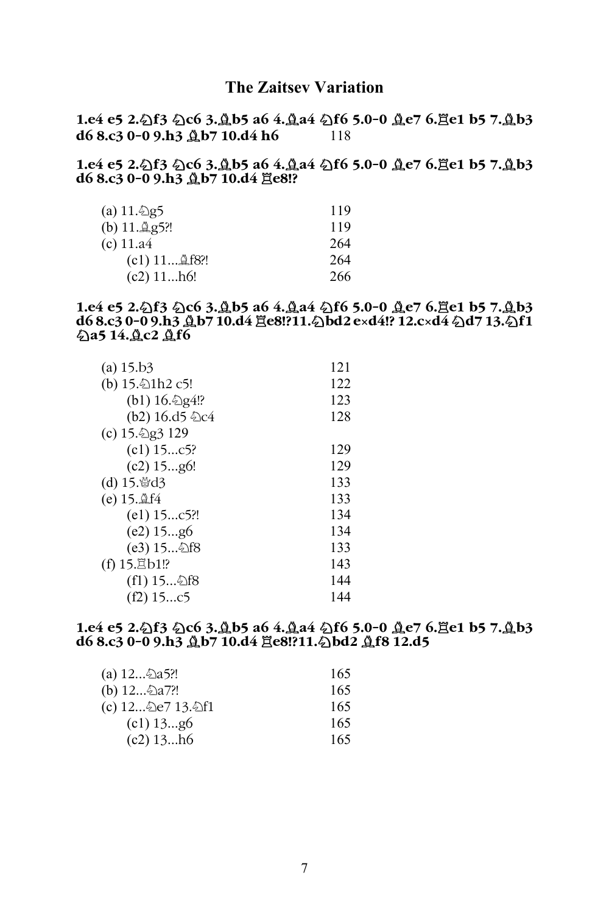## The Zaitsev Variation

**1.e4 e5 2.♘f3 ♘c6 3.♗b5 a6 4.♗a4 ♘f6 5.0-0 ♗e7 6.♖e1 b5 7.♗b3 d6 8.c3 0-0 9.h3 ♗b7 10.d4 h6** 118

**1.e4 e5 2.♘f3 ♘c6 3.♗b5 a6 4.♗a4 ♘f6 5.0-0 ♗e7 6.♖e1 b5 7.♗b3 d6 8.c3 0-0 9.h3 ♗b7 10.d4 ♖e8!?**

| | |
|---|---|
| (a) 11.♘g5 | 119 |
| (b) 11.♗g5?! | 119 |
| (c) 11.a4 | 264 |
| (c1) 11...♗f8?! | 264 |
| (c2) 11...h6! | 266 |

**1.e4 e5 2.♘f3 ♘c6 3.♗b5 a6 4.♗a4 ♘f6 5.0-0 ♗e7 6.♖e1 b5 7.♗b3 d6 8.c3 0-0 9.h3 ♗b7 10.d4 ♖e8!?11.♘bd2 e×d4!? 12.c×d4 ♘d7 13.♘f1 ♘a5 14.♗c2 ♗f6**

| | |
|---|---|
| (a) 15.b3 | 121 |
| (b) 15.♘1h2 c5! | 122 |
| (b1) 16.♘g4!? | 123 |
| (b2) 16.d5 ♘c4 | 128 |
| (c) 15.♘g3 129 | |
| (c1) 15...c5? | 129 |
| (c2) 15...g6! | 129 |
| (d) 15.♕d3 | 133 |
| (e) 15.♗f4 | 133 |
| (e1) 15...c5?! | 134 |
| (e2) 15...g6 | 134 |
| (e3) 15...♘f8 | 133 |
| (f) 15.♖b1!? | 143 |
| (f1) 15...♘f8 | 144 |
| (f2) 15...c5 | 144 |

**1.e4 e5 2.♘f3 ♘c6 3.♗b5 a6 4.♗a4 ♘f6 5.0-0 ♗e7 6.♖e1 b5 7.♗b3 d6 8.c3 0-0 9.h3 ♗b7 10.d4 ♖e8!?11.♘bd2 ♗f8 12.d5**

| | |
|---|---|
| (a) 12...♘a5?! | 165 |
| (b) 12...♘a7?! | 165 |
| (c) 12...♘e7 13.♘f1 | 165 |
| (c1) 13...g6 | 165 |
| (c2) 13...h6 | 165 |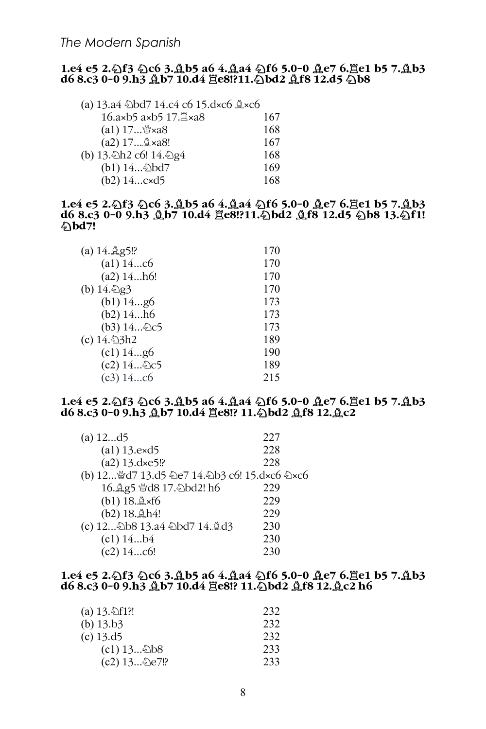**1.e4 e5 2.♘f3 ♘c6 3.♗b5 a6 4.♗a4 ♘f6 5.0-0 ♗e7 6.♖e1 b5 7.♗b3 d6 8.c3 0-0 9.h3 ♗b7 10.d4 ♖e8!?11.♘bd2 ♗f8 12.d5 ♘b8**

| | |
|---|---|
| (a) 13.a4 ♘bd7 14.c4 c6 15.d×c6 ♗×c6 | |
| 16.a×b5 a×b5 17.♖×a8 | 167 |
| (a1) 17...♕×a8 | 168 |
| (a2) 17...♗×a8! | 167 |
| (b) 13.♘h2 c6! 14.♘g4 | 168 |
| (b1) 14...♘bd7 | 169 |
| (b2) 14...c×d5 | 168 |

**1.e4 e5 2.♘f3 ♘c6 3.♗b5 a6 4.♗a4 ♘f6 5.0-0 ♗e7 6.♖e1 b5 7.♗b3 d6 8.c3 0-0 9.h3 ♗b7 10.d4 ♖e8!?11.♘bd2 ♗f8 12.d5 ♘b8 13.♘f1! ♘bd7!**

| | |
|---|---|
| (a) 14.♗g5!? | 170 |
| (a1) 14...c6 | 170 |
| (a2) 14...h6! | 170 |
| (b) 14.♘g3 | 170 |
| (b1) 14...g6 | 173 |
| (b2) 14...h6 | 173 |
| (b3) 14...♘c5 | 173 |
| (c) 14.♘3h2 | 189 |
| (c1) 14...g6 | 190 |
| (c2) 14...♘c5 | 189 |
| (c3) 14...c6 | 215 |

**1.e4 e5 2.♘f3 ♘c6 3.♗b5 a6 4.♗a4 ♘f6 5.0-0 ♗e7 6.♖e1 b5 7.♗b3 d6 8.c3 0-0 9.h3 ♗b7 10.d4 ♖e8!? 11.♘bd2 ♗f8 12.♗c2**

| | |
|---|---|
| (a) 12...d5 | 227 |
| (a1) 13.e×d5 | 228 |
| (a2) 13.d×e5!? | 228 |
| (b) 12...♕d7 13.d5 ♘e7 14.♘b3 c6! 15.d×c6 ♘×c6 | |
| 16.♗g5 ♕d8 17.♘bd2! h6 | 229 |
| (b1) 18.♗×f6 | 229 |
| (b2) 18.♗h4! | 229 |
| (c) 12...♘b8 13.a4 ♘bd7 14.♗d3 | 230 |
| (c1) 14...b4 | 230 |
| (c2) 14...c6! | 230 |

**1.e4 e5 2.♘f3 ♘c6 3.♗b5 a6 4.♗a4 ♘f6 5.0-0 ♗e7 6.♖e1 b5 7.♗b3 d6 8.c3 0-0 9.h3 ♗b7 10.d4 ♖e8!? 11.♘bd2 ♗f8 12.♗c2 h6**

| | |
|---|---|
| (a) 13.♘f1?! | 232 |
| (b) 13.b3 | 232 |
| (c) 13.d5 | 232 |
| (c1) 13...♘b8 | 233 |
| (c2) 13...♘e7!? | 233 |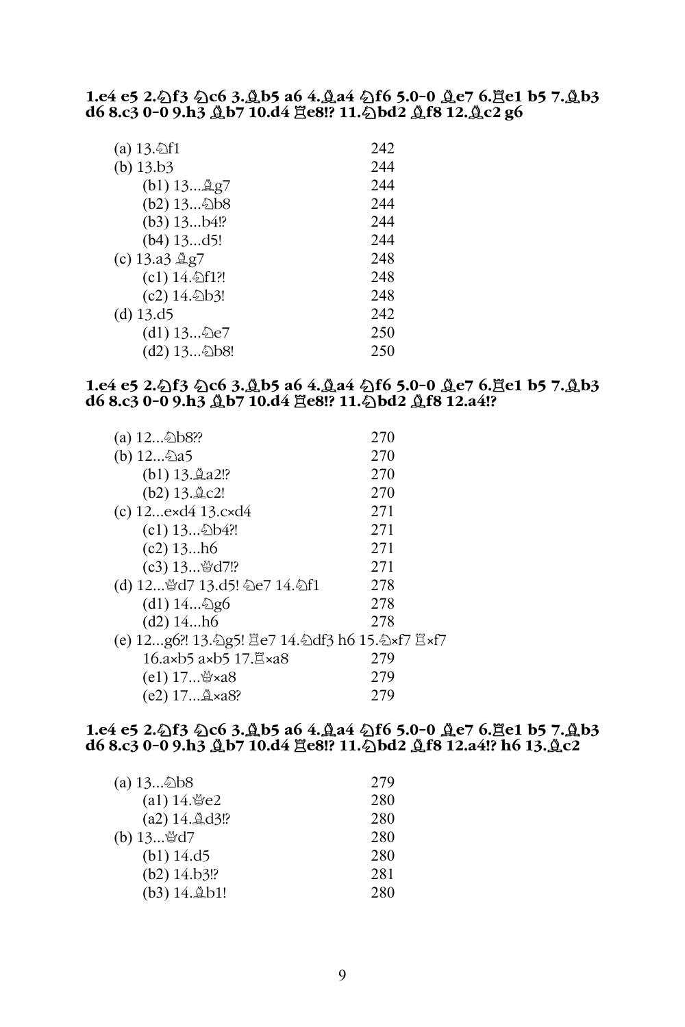**1.e4 e5 2.♘f3 ♘c6 3.♗b5 a6 4.♗a4 ♘f6 5.0-0 ♗e7 6.♖e1 b5 7.♗b3 d6 8.c3 0-0 9.h3 ♗b7 10.d4 ♖e8!? 11.♘bd2 ♗f8 12.♗c2 g6**

| | |
|---|---|
| (a) 13.♘f1 | 242 |
| (b) 13.b3 | 244 |
| (b1) 13...♗g7 | 244 |
| (b2) 13...♘b8 | 244 |
| (b3) 13...b4!? | 244 |
| (b4) 13...d5! | 244 |
| (c) 13.a3 ♗g7 | 248 |
| (c1) 14.♘f1?! | 248 |
| (c2) 14.♘b3! | 248 |
| (d) 13.d5 | 242 |
| (d1) 13...♘e7 | 250 |
| (d2) 13...♘b8! | 250 |

**1.e4 e5 2.♘f3 ♘c6 3.♗b5 a6 4.♗a4 ♘f6 5.0-0 ♗e7 6.♖e1 b5 7.♗b3 d6 8.c3 0-0 9.h3 ♗b7 10.d4 ♖e8!? 11.♘bd2 ♗f8 12.a4!?**

| | |
|---|---|
| (a) 12...♘b8?? | 270 |
| (b) 12...♘a5 | 270 |
| (b1) 13.♗a2!? | 270 |
| (b2) 13.♗c2! | 270 |
| (c) 12...e×d4 13.c×d4 | 271 |
| (c1) 13...♘b4?! | 271 |
| (c2) 13...h6 | 271 |
| (c3) 13...♕d7!? | 271 |
| (d) 12...♕d7 13.d5! ♘e7 14.♘f1 | 278 |
| (d1) 14...♘g6 | 278 |
| (d2) 14...h6 | 278 |
| (e) 12...g6?! 13.♘g5! ♖e7 14.♘df3 h6 15.♘×f7 ♖×f7 16.a×b5 a×b5 17.♖×a8 | 279 |
| (e1) 17...♕×a8 | 279 |
| (e2) 17...♗×a8? | 279 |

**1.e4 e5 2.♘f3 ♘c6 3.♗b5 a6 4.♗a4 ♘f6 5.0-0 ♗e7 6.♖e1 b5 7.♗b3 d6 8.c3 0-0 9.h3 ♗b7 10.d4 ♖e8!? 11.♘bd2 ♗f8 12.a4!? h6 13.♗c2**

| | |
|---|---|
| (a) 13...♘b8 | 279 |
| (a1) 14.♕e2 | 280 |
| (a2) 14.♗d3!? | 280 |
| (b) 13...♕d7 | 280 |
| (b1) 14.d5 | 280 |
| (b2) 14.b3!? | 281 |
| (b3) 14.♗b1! | 280 |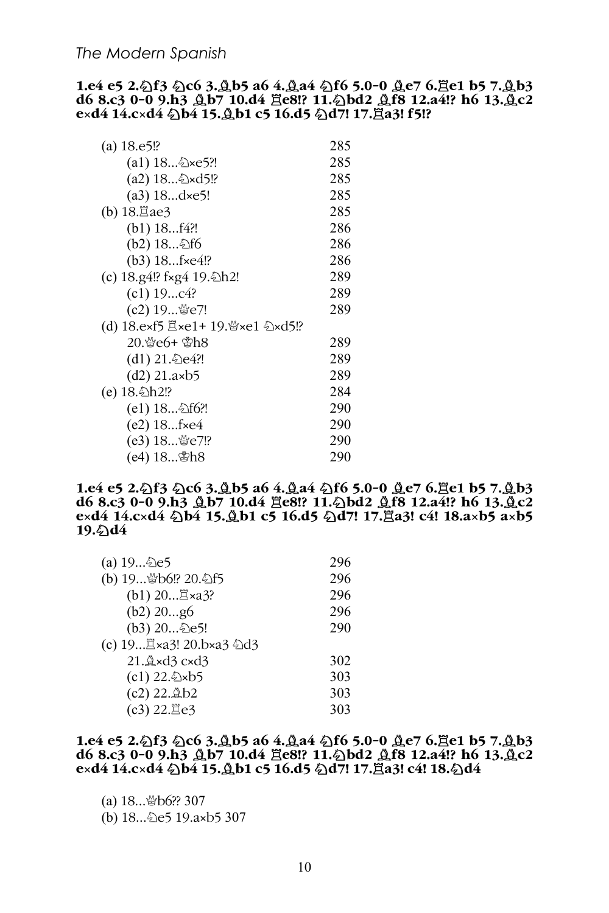*The Modern Spanish*

**1.e4 e5 2.♘f3 ♘c6 3.♗b5 a6 4.♗a4 ♘f6 5.0-0 ♗e7 6.♖e1 b5 7.♗b3 d6 8.c3 0-0 9.h3 ♗b7 10.d4 ♖e8!? 11.♘bd2 ♗f8 12.a4!? h6 13.♗c2 e×d4 14.c×d4 ♘b4 15.♗b1 c5 16.d5 ♘d7! 17.♖a3! f5!?**

| | |
|---|---|
| (a) 18.e5!? | 285 |
| (a1) 18...♘×e5?! | 285 |
| (a2) 18...♘×d5!? | 285 |
| (a3) 18...d×e5! | 285 |
| (b) 18.♖ae3 | 285 |
| (b1) 18...f4?! | 286 |
| (b2) 18...♘f6 | 286 |
| (b3) 18...f×e4!? | 286 |
| (c) 18.g4!? f×g4 19.♘h2! | 289 |
| (c1) 19...c4? | 289 |
| (c2) 19...♕e7! | 289 |
| (d) 18.e×f5 ♖×e1+ 19.♕×e1 ♘×d5!? 20.♕e6+ ♔h8 | 289 |
| (d1) 21.♘e4?! | 289 |
| (d2) 21.a×b5 | 289 |
| (e) 18.♘h2!? | 284 |
| (e1) 18...♘f6?! | 290 |
| (e2) 18...f×e4 | 290 |
| (e3) 18...♕e7!? | 290 |
| (e4) 18...♔h8 | 290 |

**1.e4 e5 2.♘f3 ♘c6 3.♗b5 a6 4.♗a4 ♘f6 5.0-0 ♗e7 6.♖e1 b5 7.♗b3 d6 8.c3 0-0 9.h3 ♗b7 10.d4 ♖e8!? 11.♘bd2 ♗f8 12.a4!? h6 13.♗c2 e×d4 14.c×d4 ♘b4 15.♗b1 c5 16.d5 ♘d7! 17.♖a3! c4! 18.a×b5 a×b5 19.♘d4**

| | |
|---|---|
| (a) 19...♘e5 | 296 |
| (b) 19...♕b6!? 20.♘f5 | 296 |
| (b1) 20...♖×a3? | 296 |
| (b2) 20...g6 | 296 |
| (b3) 20...♘e5! | 290 |
| (c) 19...♖×a3! 20.b×a3 ♘d3 21.♗×d3 c×d3 | 302 |
| (c1) 22.♘×b5 | 303 |
| (c2) 22.♗b2 | 303 |
| (c3) 22.♖e3 | 303 |

**1.e4 e5 2.♘f3 ♘c6 3.♗b5 a6 4.♗a4 ♘f6 5.0-0 ♗e7 6.♖e1 b5 7.♗b3 d6 8.c3 0-0 9.h3 ♗b7 10.d4 ♖e8!? 11.♘bd2 ♗f8 12.a4!? h6 13.♗c2 e×d4 14.c×d4 ♘b4 15.♗b1 c5 16.d5 ♘d7! 17.♖a3! c4! 18.♘d4**

(a) 18...♕b6?? 307

(b) 18...♘e5 19.a×b5 307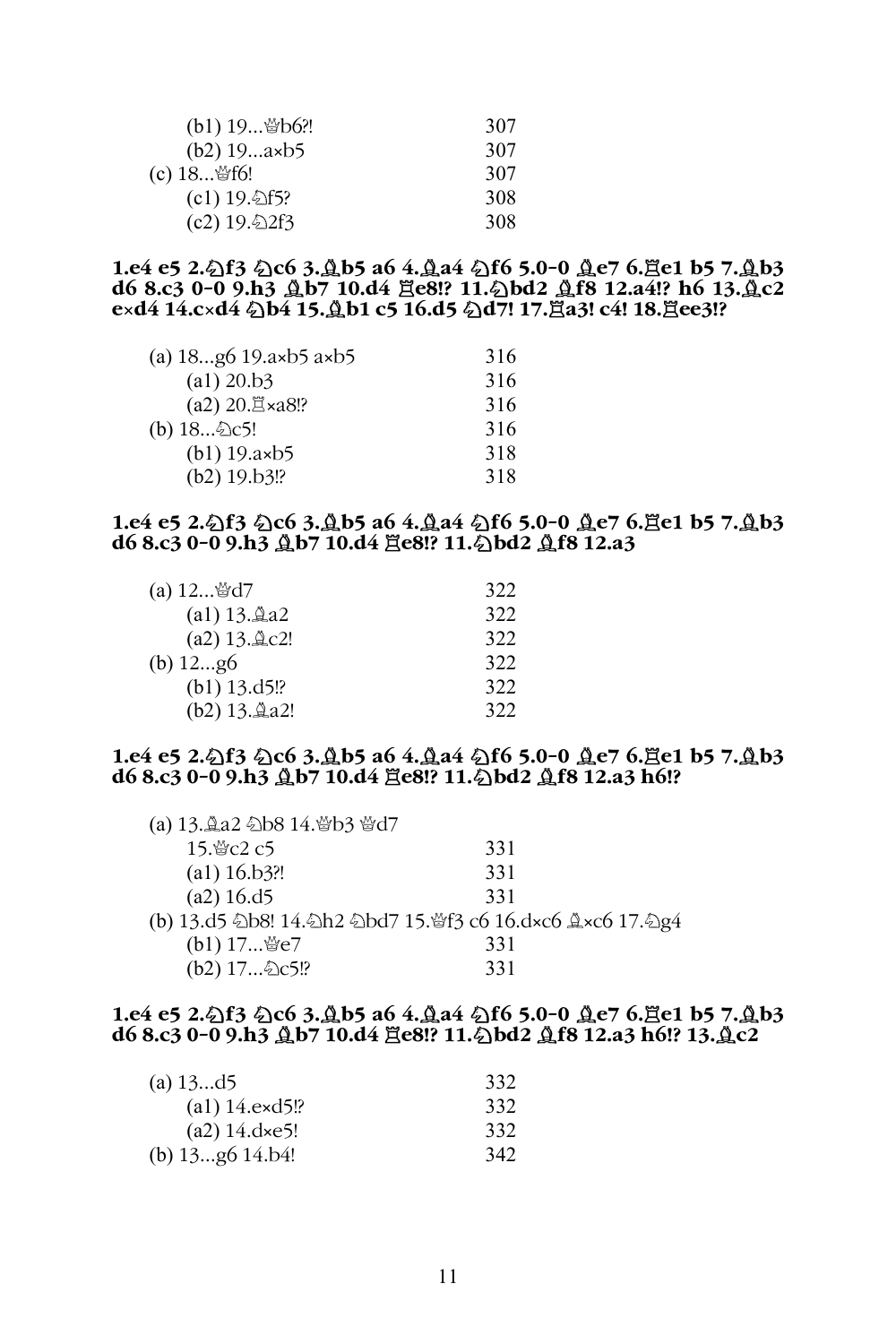| | |
|---|---|
| (b1) 19...♕b6?! | 307 |
| (b2) 19...a×b5 | 307 |
| (c) 18...♕f6! | 307 |
| (c1) 19.♘f5? | 308 |
| (c2) 19.♘2f3 | 308 |

**1.e4 e5 2.♘f3 ♘c6 3.♗b5 a6 4.♗a4 ♘f6 5.0-0 ♗e7 6.♖e1 b5 7.♗b3 d6 8.c3 0-0 9.h3 ♗b7 10.d4 ♖e8!? 11.♘bd2 ♗f8 12.a4!? h6 13.♗c2 e×d4 14.c×d4 ♘b4 15.♗b1 c5 16.d5 ♘d7! 17.♖a3! c4! 18.♖ee3!?**

| | |
|---|---|
| (a) 18...g6 19.a×b5 a×b5 | 316 |
| (a1) 20.b3 | 316 |
| (a2) 20.♖×a8!? | 316 |
| (b) 18...♘c5! | 316 |
| (b1) 19.a×b5 | 318 |
| (b2) 19.b3!? | 318 |

**1.e4 e5 2.♘f3 ♘c6 3.♗b5 a6 4.♗a4 ♘f6 5.0-0 ♗e7 6.♖e1 b5 7.♗b3 d6 8.c3 0-0 9.h3 ♗b7 10.d4 ♖e8!? 11.♘bd2 ♗f8 12.a3**

| | |
|---|---|
| (a) 12...♕d7 | 322 |
| (a1) 13.♗a2 | 322 |
| (a2) 13.♗c2! | 322 |
| (b) 12...g6 | 322 |
| (b1) 13.d5!? | 322 |
| (b2) 13.♗a2! | 322 |

**1.e4 e5 2.♘f3 ♘c6 3.♗b5 a6 4.♗a4 ♘f6 5.0-0 ♗e7 6.♖e1 b5 7.♗b3 d6 8.c3 0-0 9.h3 ♗b7 10.d4 ♖e8!? 11.♘bd2 ♗f8 12.a3 h6!?**

| | |
|---|---|
| (a) 13.♗a2 ♘b8 14.♕b3 ♕d7 15.♕c2 c5 | 331 |
| (a1) 16.b3?! | 331 |
| (a2) 16.d5 | 331 |
| (b) 13.d5 ♘b8! 14.♘h2 ♘bd7 15.♕f3 c6 16.d×c6 ♗×c6 17.♘g4 | |
| (b1) 17...♕e7 | 331 |
| (b2) 17...♘c5!? | 331 |

**1.e4 e5 2.♘f3 ♘c6 3.♗b5 a6 4.♗a4 ♘f6 5.0-0 ♗e7 6.♖e1 b5 7.♗b3 d6 8.c3 0-0 9.h3 ♗b7 10.d4 ♖e8!? 11.♘bd2 ♗f8 12.a3 h6!? 13.♗c2**

| | |
|---|---|
| (a) 13...d5 | 332 |
| (a1) 14.e×d5!? | 332 |
| (a2) 14.d×e5! | 332 |
| (b) 13...g6 14.b4! | 342 |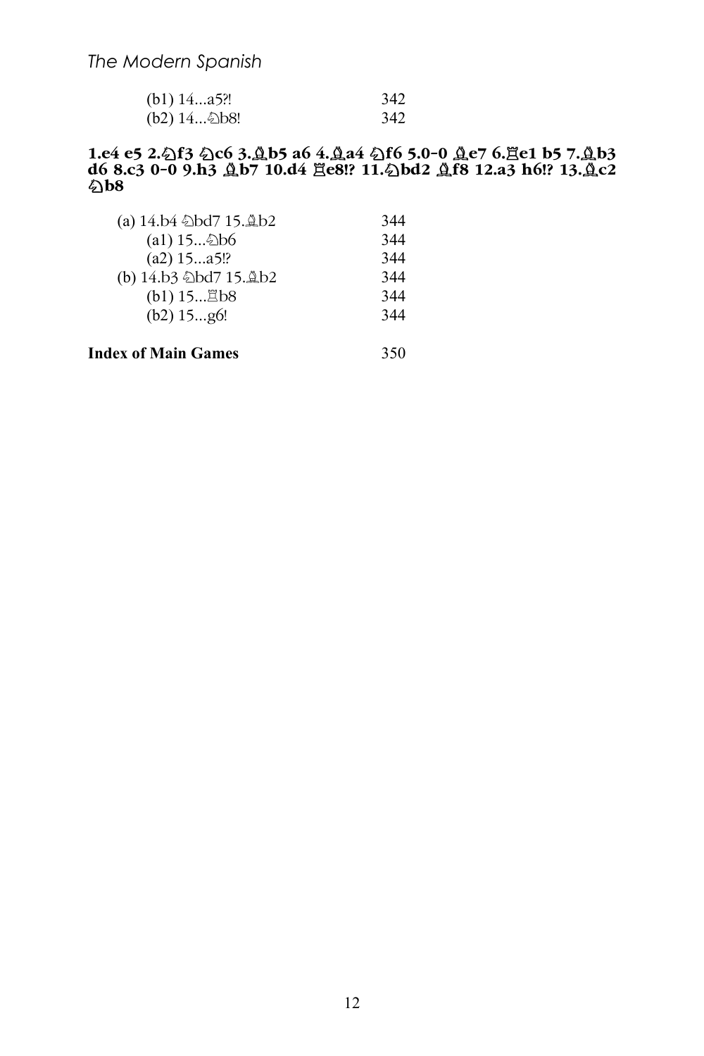| | |
|---|---|
| (b1) 14...a5?! | 342 |
| (b2) 14...♘b8! | 342 |

**1.e4 e5 2.♘f3 ♘c6 3.♗b5 a6 4.♗a4 ♘f6 5.0-0 ♗e7 6.♖e1 b5 7.♗b3 d6 8.c3 0-0 9.h3 ♗b7 10.d4 ♖e8!? 11.♘bd2 ♗f8 12.a3 h6!? 13.♗c2 ♘b8**

| | |
|---|---|
| (a) 14.b4 ♘bd7 15.♗b2 | 344 |
| (a1) 15...♘b6 | 344 |
| (a2) 15...a5!? | 344 |
| (b) 14.b3 ♘bd7 15.♗b2 | 344 |
| (b1) 15...♖b8 | 344 |
| (b2) 15...g6! | 344 |

**Index of Main Games** 350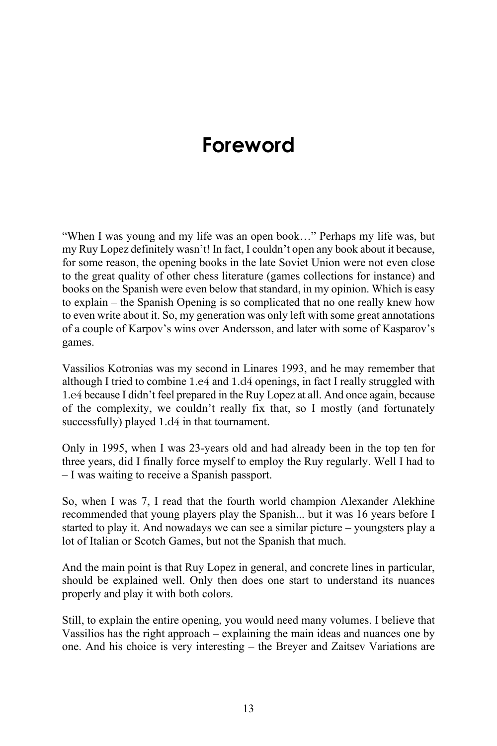# Foreword

"When I was young and my life was an open book…" Perhaps my life was, but my Ruy Lopez definitely wasn't! In fact, I couldn't open any book about it because, for some reason, the opening books in the late Soviet Union were not even close to the great quality of other chess literature (games collections for instance) and books on the Spanish were even below that standard, in my opinion. Which is easy to explain – the Spanish Opening is so complicated that no one really knew how to even write about it. So, my generation was only left with some great annotations of a couple of Karpov's wins over Andersson, and later with some of Kasparov's games.

Vassilios Kotronias was my second in Linares 1993, and he may remember that although I tried to combine 1.e4 and 1.d4 openings, in fact I really struggled with 1.e4 because I didn't feel prepared in the Ruy Lopez at all. And once again, because of the complexity, we couldn't really fix that, so I mostly (and fortunately successfully) played 1.d4 in that tournament.

Only in 1995, when I was 23-years old and had already been in the top ten for three years, did I finally force myself to employ the Ruy regularly. Well I had to – I was waiting to receive a Spanish passport.

So, when I was 7, I read that the fourth world champion Alexander Alekhine recommended that young players play the Spanish... but it was 16 years before I started to play it. And nowadays we can see a similar picture – youngsters play a lot of Italian or Scotch Games, but not the Spanish that much.

And the main point is that Ruy Lopez in general, and concrete lines in particular, should be explained well. Only then does one start to understand its nuances properly and play it with both colors.

Still, to explain the entire opening, you would need many volumes. I believe that Vassilios has the right approach – explaining the main ideas and nuances one by one. And his choice is very interesting – the Breyer and Zaitsev Variations are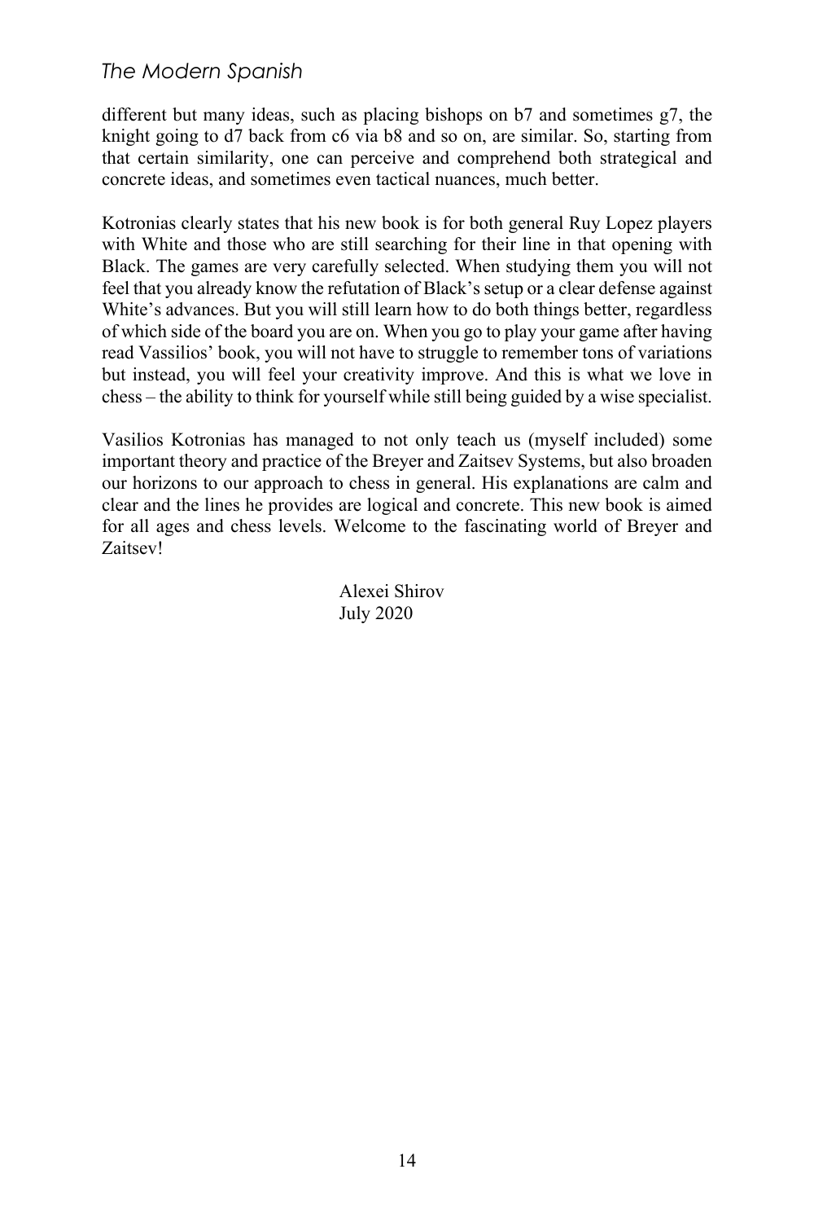different but many ideas, such as placing bishops on b7 and sometimes g7, the knight going to d7 back from c6 via b8 and so on, are similar. So, starting from that certain similarity, one can perceive and comprehend both strategical and concrete ideas, and sometimes even tactical nuances, much better.

Kotronias clearly states that his new book is for both general Ruy Lopez players with White and those who are still searching for their line in that opening with Black. The games are very carefully selected. When studying them you will not feel that you already know the refutation of Black's setup or a clear defense against White's advances. But you will still learn how to do both things better, regardless of which side of the board you are on. When you go to play your game after having read Vassilios' book, you will not have to struggle to remember tons of variations but instead, you will feel your creativity improve. And this is what we love in chess – the ability to think for yourself while still being guided by a wise specialist.

Vasilios Kotronias has managed to not only teach us (myself included) some important theory and practice of the Breyer and Zaitsev Systems, but also broaden our horizons to our approach to chess in general. His explanations are calm and clear and the lines he provides are logical and concrete. This new book is aimed for all ages and chess levels. Welcome to the fascinating world of Breyer and Zaitsev!

Alexei Shirov
July 2020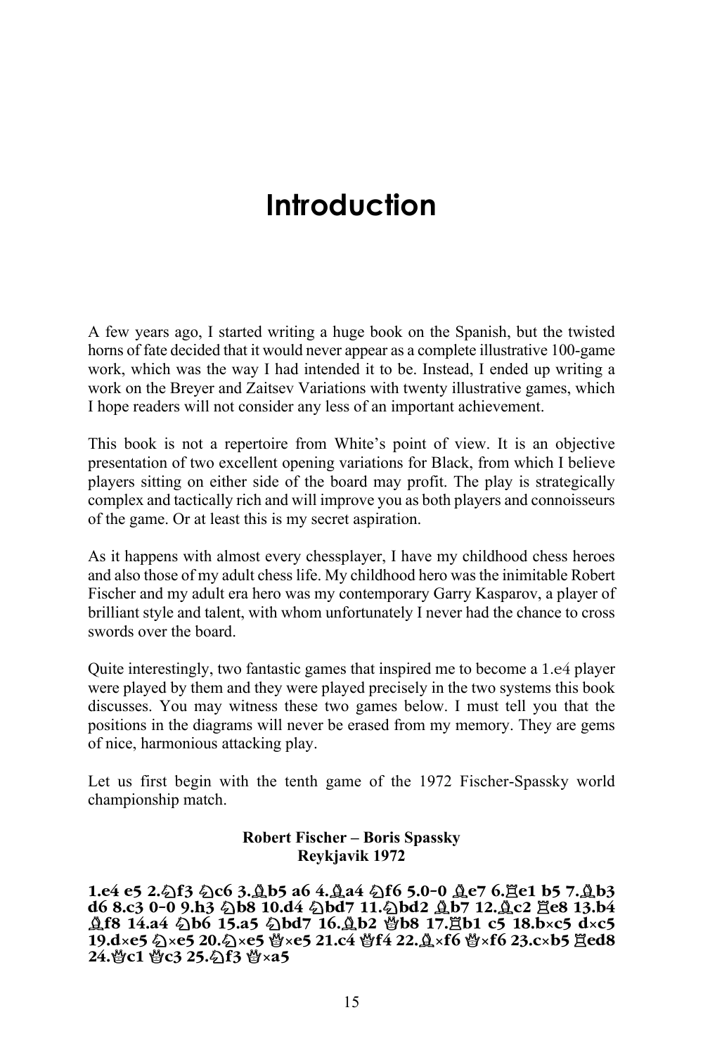# Introduction

A few years ago, I started writing a huge book on the Spanish, but the twisted horns of fate decided that it would never appear as a complete illustrative 100-game work, which was the way I had intended it to be. Instead, I ended up writing a work on the Breyer and Zaitsev Variations with twenty illustrative games, which I hope readers will not consider any less of an important achievement.

This book is not a repertoire from White's point of view. It is an objective presentation of two excellent opening variations for Black, from which I believe players sitting on either side of the board may profit. The play is strategically complex and tactically rich and will improve you as both players and connoisseurs of the game. Or at least this is my secret aspiration.

As it happens with almost every chessplayer, I have my childhood chess heroes and also those of my adult chess life. My childhood hero was the inimitable Robert Fischer and my adult era hero was my contemporary Garry Kasparov, a player of brilliant style and talent, with whom unfortunately I never had the chance to cross swords over the board.

Quite interestingly, two fantastic games that inspired me to become a 1.e4 player were played by them and they were played precisely in the two systems this book discusses. You may witness these two games below. I must tell you that the positions in the diagrams will never be erased from my memory. They are gems of nice, harmonious attacking play.

Let us first begin with the tenth game of the 1972 Fischer-Spassky world championship match.

**Robert Fischer – Boris Spassky**
**Reykjavik 1972**

**1.e4 e5 2.♘f3 ♘c6 3.♗b5 a6 4.♗a4 ♘f6 5.0-0 ♗e7 6.♖e1 b5 7.♗b3 d6 8.c3 0-0 9.h3 ♘b8 10.d4 ♘bd7 11.♘bd2 ♗b7 12.♗c2 ♖e8 13.b4 ♗f8 14.a4 ♘b6 15.a5 ♘bd7 16.♗b2 ♕b8 17.♖b1 c5 18.b×c5 d×c5 19.d×e5 ♘×e5 20.♘×e5 ♕×e5 21.c4 ♕f4 22.♗×f6 ♕×f6 23.c×b5 ♖ed8 24.♕c1 ♕c3 25.♘f3 ♕×a5**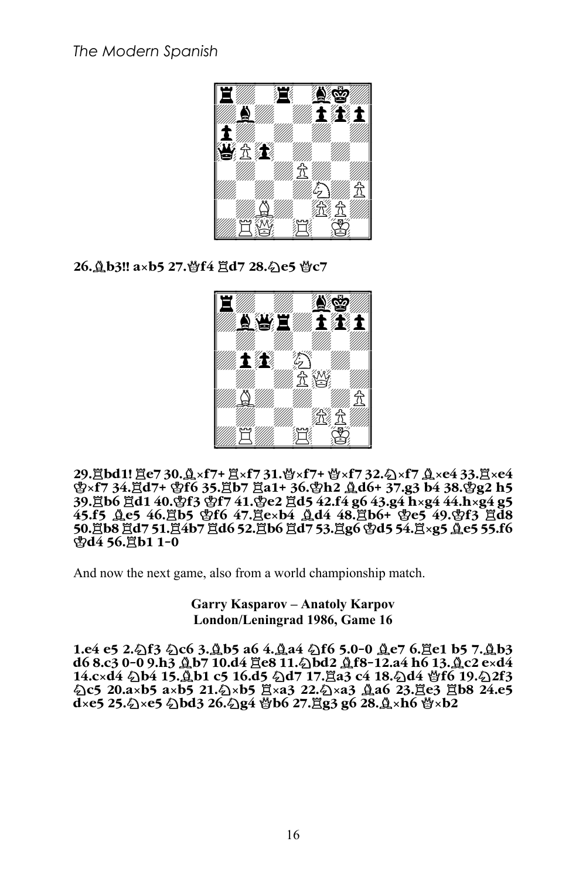**26.♗b3!! a×b5 27.♕f4 ♖d7 28.♘e5 ♕c7**

**29.♖bd1! ♖e7 30.♗×f7+ ♖×f7 31.♕×f7+ ♕×f7 32.♘×f7 ♗×e4 33.♖×e4 ♔×f7 34.♖d7+ ♔f6 35.♖b7 ♖a1+ 36.♔h2 ♗d6+ 37.g3 b4 38.♔g2 h5 39.♖b6 ♖d1 40.♔f3 ♔f7 41.♔e2 ♖d5 42.f4 g6 43.g4 h×g4 44.h×g4 g5 45.f5 ♗e5 46.♖b5 ♔f6 47.♖e×b4 ♗d4 48.♖b6+ ♔e5 49.♔f3 ♖d8 50.♖b8 ♖d7 51.♖4b7 ♖d6 52.♖b6 ♖d7 53.♖g6 ♔d5 54.♖×g5 ♗e5 55.f6 ♔d4 56.♖b1 1–0**

And now the next game, also from a world championship match.

**Garry Kasparov – Anatoly Karpov**
**London/Leningrad 1986, Game 16**

**1.e4 e5 2.♘f3 ♘c6 3.♗b5 a6 4.♗a4 ♘f6 5.0–0 ♗e7 6.♖e1 b5 7.♗b3 d6 8.c3 0–0 9.h3 ♗b7 10.d4 ♖e8 11.♘bd2 ♗f8–12.a4 h6 13.♗c2 e×d4 14.c×d4 ♘b4 15.♗b1 c5 16.d5 ♘d7 17.♖a3 c4 18.♘d4 ♕f6 19.♘2f3 ♘c5 20.a×b5 a×b5 21.♘×b5 ♖×a3 22.♘×a3 ♗a6 23.♖e3 ♖b8 24.e5 d×e5 25.♘×e5 ♘bd3 26.♘g4 ♕b6 27.♖g3 g6 28.♗×h6 ♕×b2**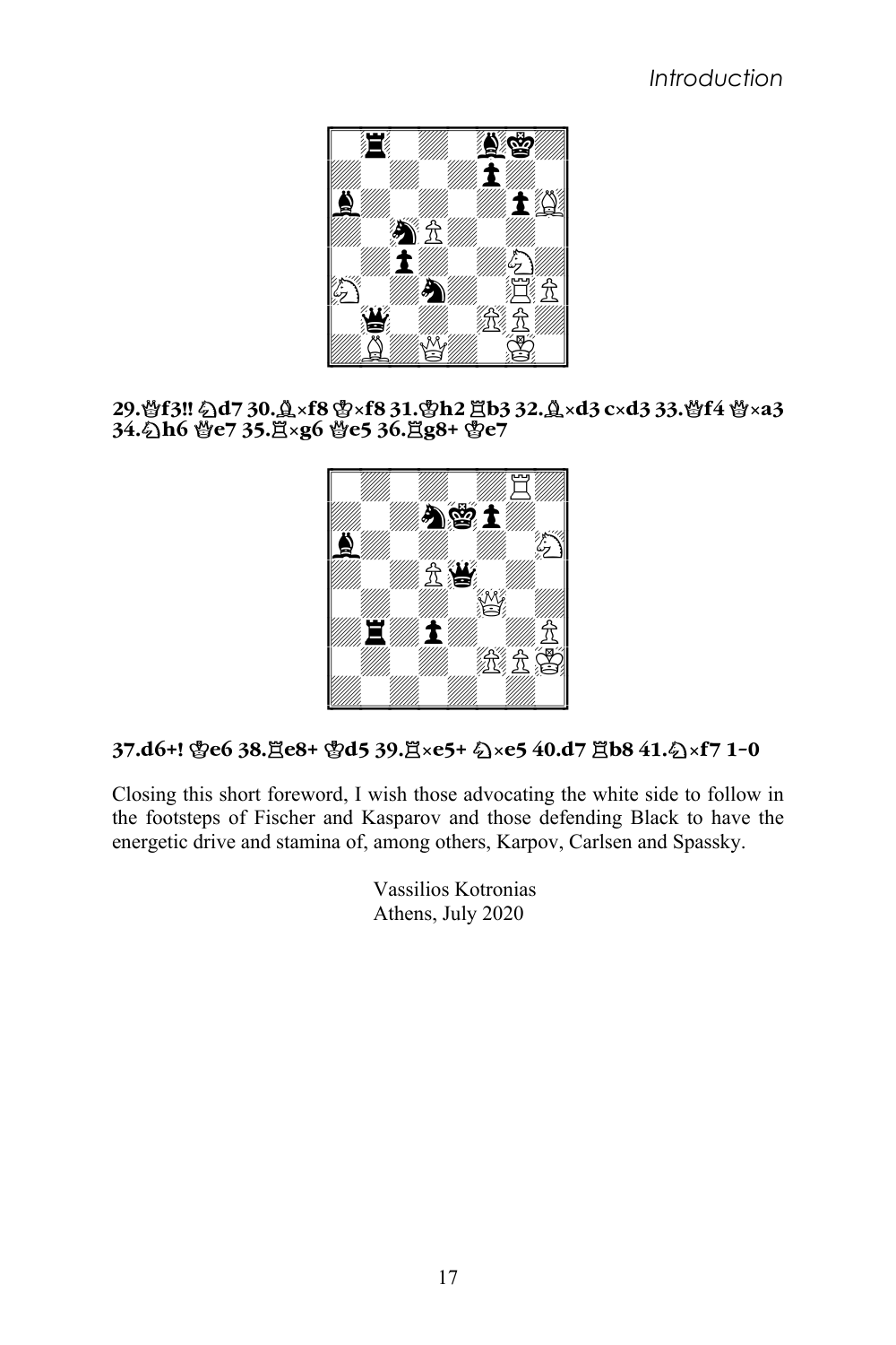29.♕f3!! ♘d7 30.♗×f8 ♔×f8 31.♔h2 ♖b3 32.♗×d3 c×d3 33.♕f4 ♕×a3 34.♘h6 ♕e7 35.♖×g6 ♕e5 36.♖g8+ ♔e7

37.d6+! ♔e6 38.♖e8+ ♔d5 39.♖×e5+ ♘×e5 40.d7 ♖b8 41.♘×f7 1–0

Closing this short foreword, I wish those advocating the white side to follow in the footsteps of Fischer and Kasparov and those defending Black to have the energetic drive and stamina of, among others, Karpov, Carlsen and Spassky.

Vassilios Kotronias
Athens, July 2020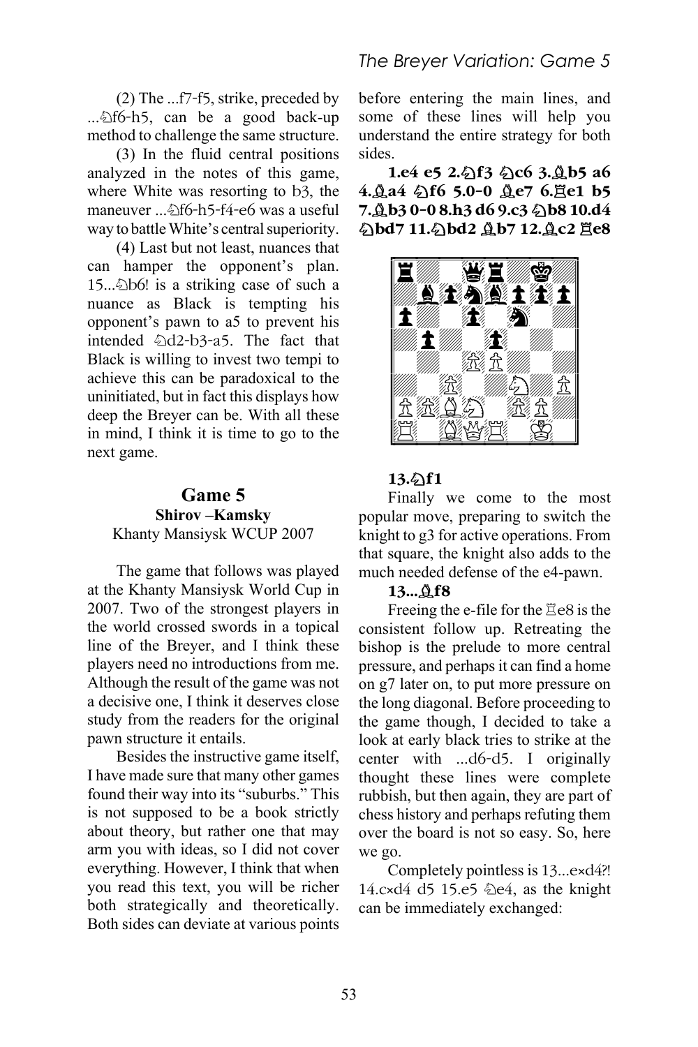(2) The ...f7-f5, strike, preceded by ...♘f6-h5, can be a good back-up method to challenge the same structure.

(3) In the fluid central positions analyzed in the notes of this game, where White was resorting to b3, the maneuver ...♘f6-h5-f4-e6 was a useful way to battle White's central superiority.

(4) Last but not least, nuances that can hamper the opponent's plan. 15...♘b6! is a striking case of such a nuance as Black is tempting his opponent's pawn to a5 to prevent his intended ♘d2-b3-a5. The fact that Black is willing to invest two tempi to achieve this can be paradoxical to the uninitiated, but in fact this displays how deep the Breyer can be. With all these in mind, I think it is time to go to the next game.

## Game 5

**Shirov –Kamsky**

Khanty Mansiysk WCUP 2007

The game that follows was played at the Khanty Mansiysk World Cup in 2007. Two of the strongest players in the world crossed swords in a topical line of the Breyer, and I think these players need no introductions from me. Although the result of the game was not a decisive one, I think it deserves close study from the readers for the original pawn structure it entails.

Besides the instructive game itself, I have made sure that many other games found their way into its "suburbs." This is not supposed to be a book strictly about theory, but rather one that may arm you with ideas, so I did not cover everything. However, I think that when you read this text, you will be richer both strategically and theoretically. Both sides can deviate at various points before entering the main lines, and some of these lines will help you understand the entire strategy for both sides.

**1.e4 e5 2.♘f3 ♘c6 3.♗b5 a6 4.♗a4 ♘f6 5.0-0 ♗e7 6.♖e1 b5 7.♗b3 0-0 8.h3 d6 9.c3 ♘b8 10.d4 ♘bd7 11.♘bd2 ♗b7 12.♗c2 ♖e8**

**13.♘f1**

Finally we come to the most popular move, preparing to switch the knight to g3 for active operations. From that square, the knight also adds to the much needed defense of the e4-pawn.

**13...♗f8**

Freeing the e-file for the ♖e8 is the consistent follow up. Retreating the bishop is the prelude to more central pressure, and perhaps it can find a home on g7 later on, to put more pressure on the long diagonal. Before proceeding to the game though, I decided to take a look at early black tries to strike at the center with ...d6-d5. I originally thought these lines were complete rubbish, but then again, they are part of chess history and perhaps refuting them over the board is not so easy. So, here we go.

Completely pointless is 13...e×d4?! 14.c×d4 d5 15.e5 ♘e4, as the knight can be immediately exchanged: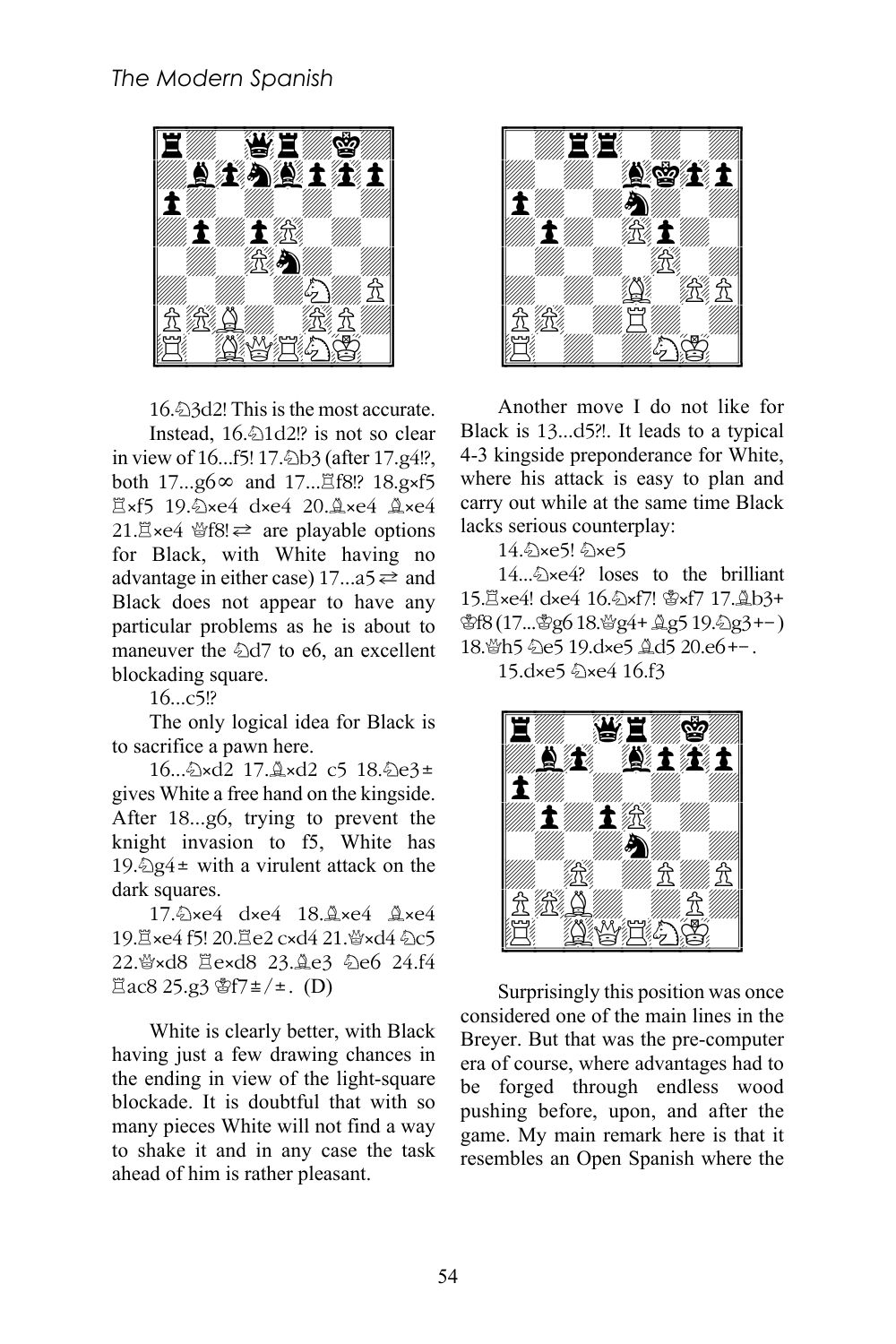16.♘3d2! This is the most accurate.

Instead, 16.♘1d2!? is not so clear in view of 16...f5! 17.♘b3 (after 17.g4!?, both 17...g6∞ and 17...♖f8!? 18.gxf5 ♖xf5 19.♘xe4 dxe4 20.♗xe4 ♗xe4 21.♖xe4 ♕f8!⇄ are playable options for Black, with White having no advantage in either case) 17...a5⇄ and Black does not appear to have any particular problems as he is about to maneuver the ♘d7 to e6, an excellent blockading square.

16...c5!?

The only logical idea for Black is to sacrifice a pawn here.

16...♘xd2 17.♗xd2 c5 18.♘e3± gives White a free hand on the kingside. After 18...g6, trying to prevent the knight invasion to f5, White has 19.♘g4± with a virulent attack on the dark squares.

17.♘xe4 dxe4 18.♗xe4 ♗xe4 19.♖xe4 f5! 20.♖e2 cxd4 21.♕xd4 ♘c5 22.♕xd8 ♖exd8 23.♗e3 ♘e6 24.f4 ♖ac8 25.g3 ♔f7±/±. (D)

White is clearly better, with Black having just a few drawing chances in the ending in view of the light-square blockade. It is doubtful that with so many pieces White will not find a way to shake it and in any case the task ahead of him is rather pleasant.

Another move I do not like for Black is 13...d5?!. It leads to a typical 4-3 kingside preponderance for White, where his attack is easy to plan and carry out while at the same time Black lacks serious counterplay:

14.♘xe5! ♘xe5

14...♘xe4? loses to the brilliant 15.♖xe4! dxe4 16.♘xf7! ♔xf7 17.♗b3+ ♔f8 (17...♔g6 18.♕g4+ ♗g5 19.♘g3+−) 18.♕h5 ♘e5 19.dxe5 ♗d5 20.e6+−.

15.dxe5 ♘xe4 16.f3

Surprisingly this position was once considered one of the main lines in the Breyer. But that was the pre-computer era of course, where advantages had to be forged through endless wood pushing before, upon, and after the game. My main remark here is that it resembles an Open Spanish where the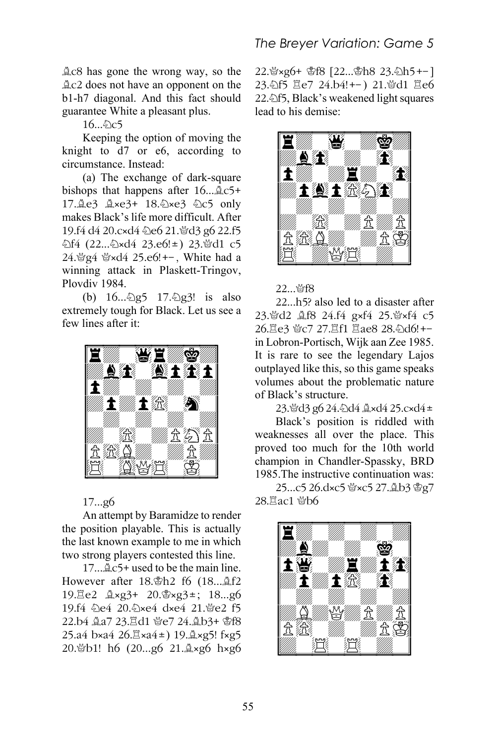♗c8 has gone the wrong way, so the ♗c2 does not have an opponent on the b1-h7 diagonal. And this fact should guarantee White a pleasant plus.

16...♘c5

Keeping the option of moving the knight to d7 or e6, according to circumstance. Instead:

(a) The exchange of dark-square bishops that happens after 16...♗c5+ 17.♗e3 ♗×e3+ 18.♘×e3 ♘c5 only makes Black's life more difficult. After 19.f4 d4 20.c×d4 ♘e6 21.♕d3 g6 22.f5 ♘f4 (22...♘×d4 23.e6!±) 23.♕d1 c5 24.♕g4 ♕×d4 25.e6!+−, White had a winning attack in Plaskett-Tringov, Plovdiv 1984.

(b) 16...♘g5 17.♘g3! is also extremely tough for Black. Let us see a few lines after it:

17...g6

An attempt by Baramidze to render the position playable. This is actually the last known example to me in which two strong players contested this line.

17...♗c5+ used to be the main line. However after 18.♔h2 f6 (18...♗f2 19.♖e2 ♗×g3+ 20.♔×g3±; 18...g6 19.f4 ♘e4 20.♘×e4 d×e4 21.♕e2 f5 22.b4 ♗a7 23.♖d1 ♕e7 24.♗b3+ ♔f8 25.a4 b×a4 26.♖×a4±) 19.♗×g5! f×g5 20.♕b1! h6 (20...g6 21.♗×g6 h×g6 22.♕×g6+ ♔f8 [22...♔h8 23.♘h5+−] 23.♘f5 ♖e7 24.b4!+−) 21.♕d1 ♖e6 22.♘f5, Black's weakened light squares lead to his demise:

22...♕f8

22...h5? also led to a disaster after 23.♕d2 ♗f8 24.f4 g×f4 25.♕×f4 c5 26.♖e3 ♕c7 27.♖f1 ♖ae8 28.♘d6!+− in Lobron-Portisch, Wijk aan Zee 1985. It is rare to see the legendary Lajos outplayed like this, so this game speaks volumes about the problematic nature of Black's structure.

23.♕d3 g6 24.♘d4 ♗×d4 25.c×d4±

Black's position is riddled with weaknesses all over the place. This proved too much for the 10th world champion in Chandler-Spassky, BRD 1985.The instructive continuation was:

25...c5 26.d×c5 ♕×c5 27.♗b3 ♔g7 28.♖ac1 ♕b6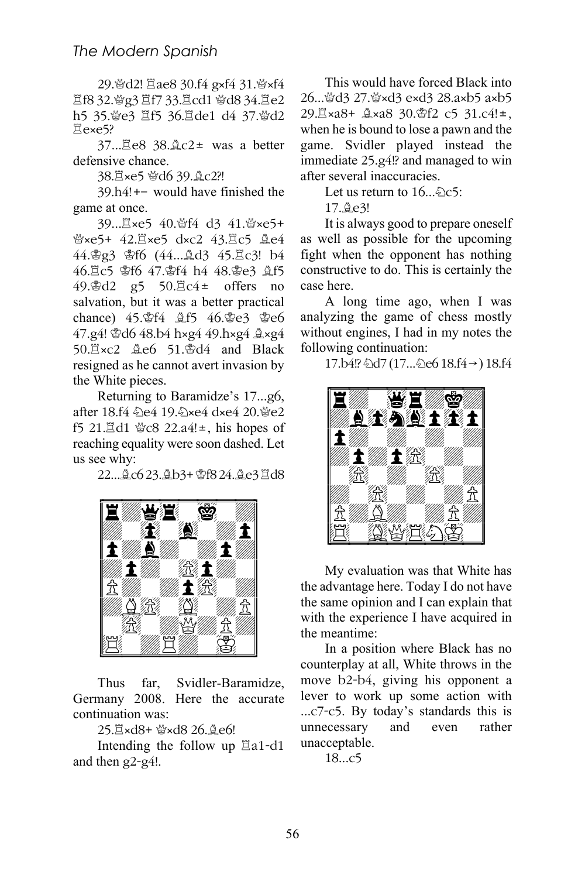29.♕d2! ♖ae8 30.f4 g×f4 31.♕×f4 ♖f8 32.♕g3 ♖f7 33.♖cd1 ♕d8 34.♖e2 h5 35.♕e3 ♖f5 36.♖de1 d4 37.♕d2 ♖e×e5?

37...♖e8 38.♗c2± was a better defensive chance.

38.♖×e5 ♕d6 39.♗c2?!

39.h4!+− would have finished the game at once.

39...♖×e5 40.♕f4 d3 41.♕×e5+ ♕×e5+ 42.♖×e5 d×c2 43.♖c5 ♗e4 44.♔g3 ♔f6 (44...♗d3 45.♖c3! b4 46.♖c5 ♔f6 47.♔f4 h4 48.♔e3 ♗f5 49.♔d2 g5 50.♖c4± offers no salvation, but it was a better practical chance) 45.♔f4 ♗f5 46.♔e3 ♔e6 47.g4! ♔d6 48.b4 h×g4 49.h×g4 ♗×g4 50.♖×c2 ♗e6 51.♔d4 and Black resigned as he cannot avert invasion by the White pieces.

Returning to Baramidze's 17...g6, after 18.f4 ♘e4 19.♘×e4 d×e4 20.♕e2 f5 21.♖d1 ♕c8 22.a4!±, his hopes of reaching equality were soon dashed. Let us see why:

22...♗c6 23.♗b3+ ♔f8 24.♗e3 ♖d8

Thus far, Svidler-Baramidze, Germany 2008. Here the accurate continuation was:

25.♖×d8+ ♕×d8 26.♗e6!

Intending the follow up ♖a1-d1 and then g2-g4!.

This would have forced Black into 26...♕d3 27.♕×d3 e×d3 28.a×b5 a×b5 29.♖×a8+ ♗×a8 30.♔f2 c5 31.c4!±, when he is bound to lose a pawn and the game. Svidler played instead the immediate 25.g4!? and managed to win after several inaccuracies.

Let us return to 16...♘c5:

17.♗e3!

It is always good to prepare oneself as well as possible for the upcoming fight when the opponent has nothing constructive to do. This is certainly the case here.

A long time ago, when I was analyzing the game of chess mostly without engines, I had in my notes the following continuation:

17.b4!? ♘d7 (17...♘e6 18.f4→) 18.f4

My evaluation was that White has the advantage here. Today I do not have the same opinion and I can explain that with the experience I have acquired in the meantime:

In a position where Black has no counterplay at all, White throws in the move b2-b4, giving his opponent a lever to work up some action with ...c7-c5. By today's standards this is unnecessary and even rather unacceptable.

18...c5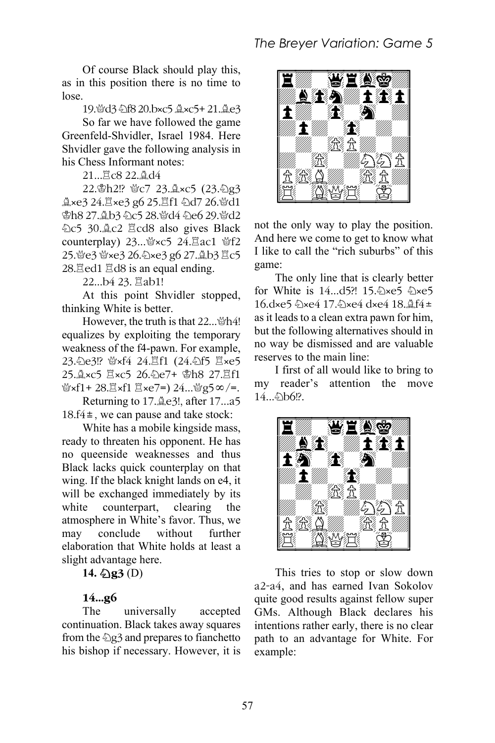Of course Black should play this, as in this position there is no time to lose.

19.♕d3 ♘f8 20.b×c5 ♗×c5+ 21.♗e3

So far we have followed the game Greenfeld-Shvidler, Israel 1984. Here Shvidler gave the following analysis in his Chess Informant notes:

21...♖c8 22.♗d4

22.♔h2!? ♕c7 23.♗×c5 (23.♘g3 ♗×e3 24.♖×e3 g6 25.♖f1 ♘d7 26.♕d1 ♔h8 27.♗b3 ♘c5 28.♕d4 ♘e6 29.♕d2 ♘c5 30.♗c2 ♖cd8 also gives Black counterplay) 23...♕×c5 24.♖ac1 ♕f2 25.♕e3 ♕×e3 26.♘×e3 g6 27.♗b3 ♖c5 28.♖ed1 ♖d8 is an equal ending.

22...b4 23. ♖ab1!

At this point Shvidler stopped, thinking White is better.

However, the truth is that 22...♕h4! equalizes by exploiting the temporary weakness of the f4-pawn. For example, 23.♘e3!? ♕×f4 24.♖f1 (24.♘f5 ♖×e5 25.♗×c5 ♖×c5 26.♘e7+ ♔h8 27.♖f1 ♕×f1+ 28.♖×f1 ♖×e7=) 24...♕g5∞/=.

Returning to 17.♗e3!, after 17...a5 18.f4⩲, we can pause and take stock:

White has a mobile kingside mass, ready to threaten his opponent. He has no queenside weaknesses and thus Black lacks quick counterplay on that wing. If the black knight lands on e4, it will be exchanged immediately by its white counterpart, clearing the atmosphere in White's favor. Thus, we may conclude without further elaboration that White holds at least a slight advantage here.

**14. ♘g3** (D)

**14...g6**

The universally accepted continuation. Black takes away squares from the ♘g3 and prepares to fianchetto his bishop if necessary. However, it is not the only way to play the position. And here we come to get to know what I like to call the "rich suburbs" of this game:

The only line that is clearly better for White is 14...d5?! 15.♘×e5 ♘×e5 16.d×e5 ♘×e4 17.♘×e4 d×e4 18.♗f4± as it leads to a clean extra pawn for him, but the following alternatives should in no way be dismissed and are valuable reserves to the main line:

I first of all would like to bring to my reader's attention the move 14...♘b6!?.

This tries to stop or slow down a2-a4, and has earned Ivan Sokolov quite good results against fellow super GMs. Although Black declares his intentions rather early, there is no clear path to an advantage for White. For example: